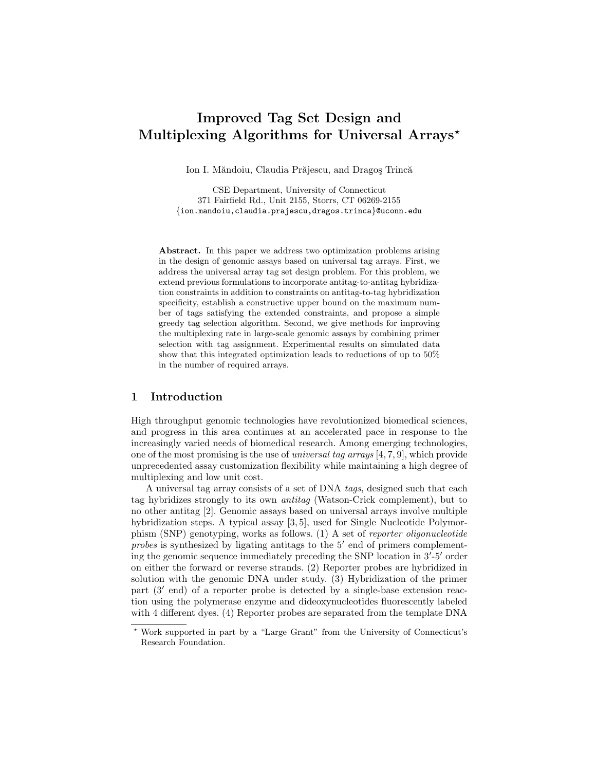# Improved Tag Set Design and Multiplexing Algorithms for Universal Arrays*

Ion I. Măndoiu, Claudia Prăjescu, and Dragoş Trincă

CSE Department, University of Connecticut
371 Fairfield Rd., Unit 2155, Storrs, CT 06269-2155
{ion.mandoiu,claudia.prajescu,dragos.trinca}@uconn.edu

**Abstract.** In this paper we address two optimization problems arising in the design of genomic assays based on universal tag arrays. First, we address the universal array tag set design problem. For this problem, we extend previous formulations to incorporate antitag-to-antitag hybridization constraints in addition to constraints on antitag-to-tag hybridization specificity, establish a constructive upper bound on the maximum number of tags satisfying the extended constraints, and propose a simple greedy tag selection algorithm. Second, we give methods for improving the multiplexing rate in large-scale genomic assays by combining primer selection with tag assignment. Experimental results on simulated data show that this integrated optimization leads to reductions of up to 50% in the number of required arrays.

## 1 Introduction

High throughput genomic technologies have revolutionized biomedical sciences, and progress in this area continues at an accelerated pace in response to the increasingly varied needs of biomedical research. Among emerging technologies, one of the most promising is the use of *universal tag arrays* [4, 7, 9], which provide unprecedented assay customization flexibility while maintaining a high degree of multiplexing and low unit cost.

A universal tag array consists of a set of DNA *tags*, designed such that each tag hybridizes strongly to its own *antitag* (Watson-Crick complement), but to no other antitag [2]. Genomic assays based on universal arrays involve multiple hybridization steps. A typical assay [3, 5], used for Single Nucleotide Polymorphism (SNP) genotyping, works as follows. (1) A set of *reporter oligonucleotide probes* is synthesized by ligating antitags to the $5'$ end of primers complementing the genomic sequence immediately preceding the SNP location in $3'$-$5'$ order on either the forward or reverse strands. (2) Reporter probes are hybridized in solution with the genomic DNA under study. (3) Hybridization of the primer part ($3'$ end) of a reporter probe is detected by a single-base extension reaction using the polymerase enzyme and dideoxynucleotides fluorescently labeled with 4 different dyes. (4) Reporter probes are separated from the template DNA

---

* Work supported in part by a "Large Grant" from the University of Connecticut's Research Foundation.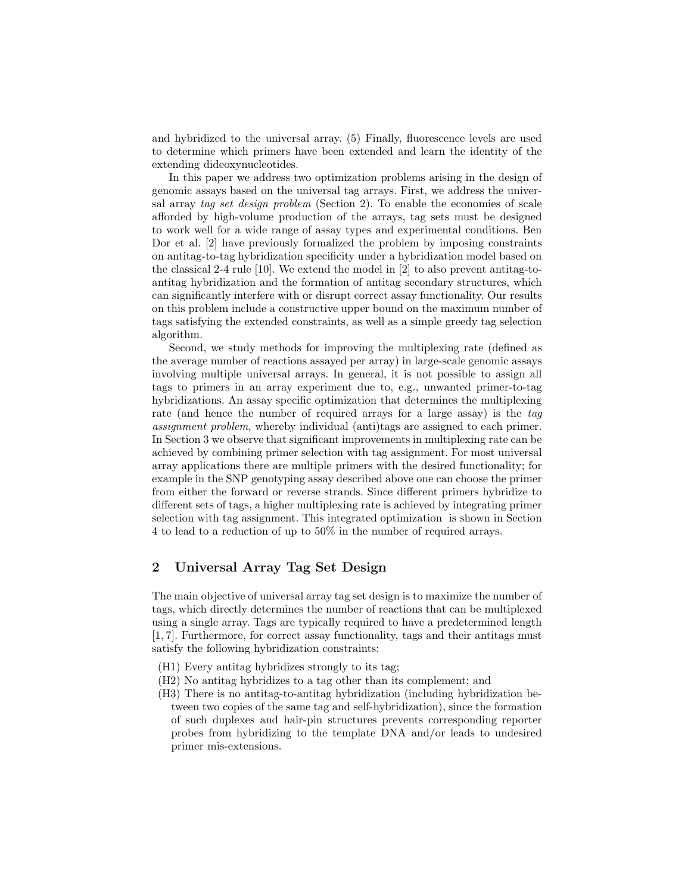and hybridized to the universal array. (5) Finally, fluorescence levels are used to determine which primers have been extended and learn the identity of the extending dideoxynucleotides.

In this paper we address two optimization problems arising in the design of genomic assays based on the universal tag arrays. First, we address the universal array *tag set design problem* (Section 2). To enable the economies of scale afforded by high-volume production of the arrays, tag sets must be designed to work well for a wide range of assay types and experimental conditions. Ben Dor et al. [2] have previously formalized the problem by imposing constraints on antitag-to-tag hybridization specificity under a hybridization model based on the classical 2-4 rule [10]. We extend the model in [2] to also prevent antitag-to-antitag hybridization and the formation of antitag secondary structures, which can significantly interfere with or disrupt correct assay functionality. Our results on this problem include a constructive upper bound on the maximum number of tags satisfying the extended constraints, as well as a simple greedy tag selection algorithm.

Second, we study methods for improving the multiplexing rate (defined as the average number of reactions assayed per array) in large-scale genomic assays involving multiple universal arrays. In general, it is not possible to assign all tags to primers in an array experiment due to, e.g., unwanted primer-to-tag hybridizations. An assay specific optimization that determines the multiplexing rate (and hence the number of required arrays for a large assay) is the *tag assignment problem*, whereby individual (anti)tags are assigned to each primer. In Section 3 we observe that significant improvements in multiplexing rate can be achieved by combining primer selection with tag assignment. For most universal array applications there are multiple primers with the desired functionality; for example in the SNP genotyping assay described above one can choose the primer from either the forward or reverse strands. Since different primers hybridize to different sets of tags, a higher multiplexing rate is achieved by integrating primer selection with tag assignment. This integrated optimization is shown in Section 4 to lead to a reduction of up to 50% in the number of required arrays.

## 2 Universal Array Tag Set Design

The main objective of universal array tag set design is to maximize the number of tags, which directly determines the number of reactions that can be multiplexed using a single array. Tags are typically required to have a predetermined length [1, 7]. Furthermore, for correct assay functionality, tags and their antitags must satisfy the following hybridization constraints:

- (H1) Every antitag hybridizes strongly to its tag;
- (H2) No antitag hybridizes to a tag other than its complement; and
- (H3) There is no antitag-to-antitag hybridization (including hybridization between two copies of the same tag and self-hybridization), since the formation of such duplexes and hair-pin structures prevents corresponding reporter probes from hybridizing to the template DNA and/or leads to undesired primer mis-extensions.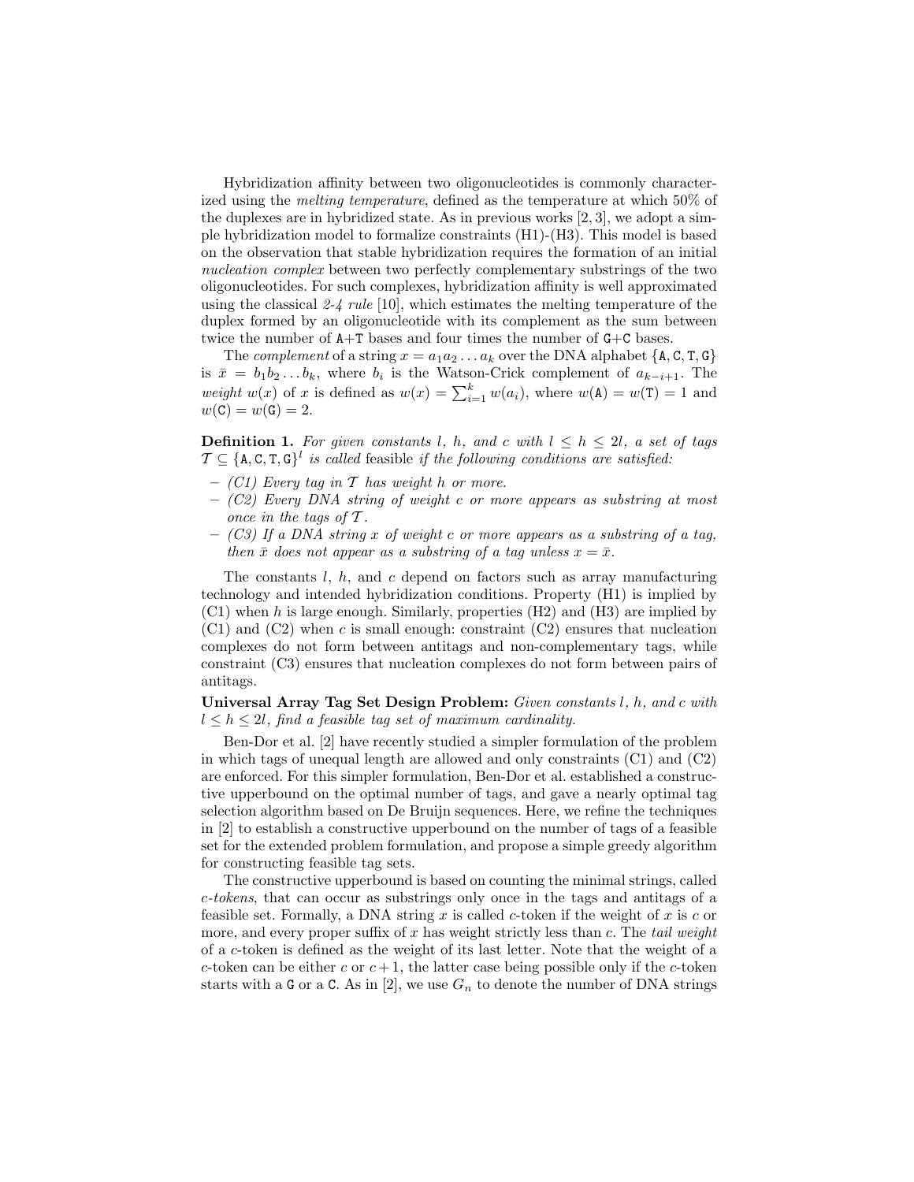Hybridization affinity between two oligonucleotides is commonly characterized using the *melting temperature*, defined as the temperature at which 50% of the duplexes are in hybridized state. As in previous works [2, 3], we adopt a simple hybridization model to formalize constraints (H1)-(H3). This model is based on the observation that stable hybridization requires the formation of an initial *nucleation complex* between two perfectly complementary substrings of the two oligonucleotides. For such complexes, hybridization affinity is well approximated using the classical *2-4 rule* [10], which estimates the melting temperature of the duplex formed by an oligonucleotide with its complement as the sum between twice the number of A+T bases and four times the number of G+C bases.

The *complement* of a string $x = a_1a_2 \dots a_k$ over the DNA alphabet $\{\mathtt{A}, \mathtt{C}, \mathtt{T}, \mathtt{G}\}$ is $\bar{x} = b_1b_2 \dots b_k$, where $b_i$ is the Watson-Crick complement of $a_{k-i+1}$. The *weight* $w(x)$ of $x$ is defined as $w(x) = \sum_{i=1}^{k} w(a_i)$, where $w(\mathtt{A}) = w(\mathtt{T}) = 1$ and $w(\mathtt{C}) = w(\mathtt{G}) = 2$.

**Definition 1.** *For given constants $l$, $h$, and $c$ with $l \leq h \leq 2l$, a set of tags $\mathcal{T} \subseteq \{\mathtt{A}, \mathtt{C}, \mathtt{T}, \mathtt{G}\}^l$ is called* feasible *if the following conditions are satisfied:*

- *(C1) Every tag in $\mathcal{T}$ has weight $h$ or more.*
- *(C2) Every DNA string of weight $c$ or more appears as substring at most once in the tags of $\mathcal{T}$.*
- *(C3) If a DNA string $x$ of weight $c$ or more appears as a substring of a tag, then $\bar{x}$ does not appear as a substring of a tag unless $x = \bar{x}$.*

The constants $l$, $h$, and $c$ depend on factors such as array manufacturing technology and intended hybridization conditions. Property (H1) is implied by (C1) when $h$ is large enough. Similarly, properties (H2) and (H3) are implied by (C1) and (C2) when $c$ is small enough: constraint (C2) ensures that nucleation complexes do not form between antitags and non-complementary tags, while constraint (C3) ensures that nucleation complexes do not form between pairs of antitags.

**Universal Array Tag Set Design Problem:** *Given constants $l$, $h$, and $c$ with $l \leq h \leq 2l$, find a feasible tag set of maximum cardinality.*

Ben-Dor et al. [2] have recently studied a simpler formulation of the problem in which tags of unequal length are allowed and only constraints (C1) and (C2) are enforced. For this simpler formulation, Ben-Dor et al. established a constructive upperbound on the optimal number of tags, and gave a nearly optimal tag selection algorithm based on De Bruijn sequences. Here, we refine the techniques in [2] to establish a constructive upperbound on the number of tags of a feasible set for the extended problem formulation, and propose a simple greedy algorithm for constructing feasible tag sets.

The constructive upperbound is based on counting the minimal strings, called *c-tokens*, that can occur as substrings only once in the tags and antitags of a feasible set. Formally, a DNA string $x$ is called $c$-token if the weight of $x$ is $c$ or more, and every proper suffix of $x$ has weight strictly less than $c$. The *tail weight* of a $c$-token is defined as the weight of its last letter. Note that the weight of a $c$-token can be either $c$ or $c+1$, the latter case being possible only if the $c$-token starts with a G or a C. As in [2], we use $G_n$ to denote the number of DNA strings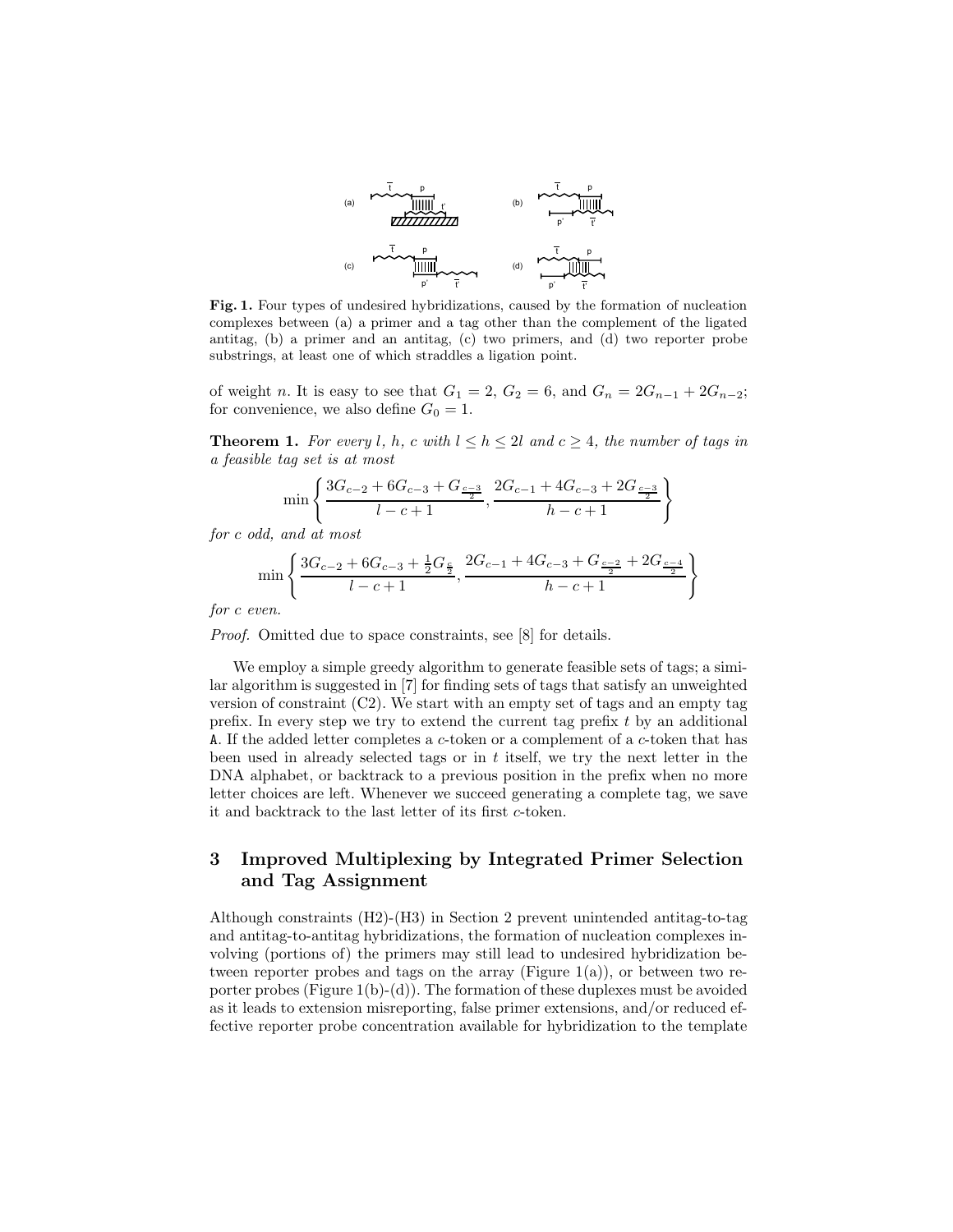**Fig. 1.** Four types of undesired hybridizations, caused by the formation of nucleation complexes between (a) a primer and a tag other than the complement of the ligated antitag, (b) a primer and an antitag, (c) two primers, and (d) two reporter probe substrings, at least one of which straddles a ligation point.

of weight $n$. It is easy to see that $G_1 = 2$, $G_2 = 6$, and $G_n = 2G_{n-1} + 2G_{n-2}$; for convenience, we also define $G_0 = 1$.

**Theorem 1.** *For every $l$, $h$, $c$ with $l \leq h \leq 2l$ and $c \geq 4$, the number of tags in a feasible tag set is at most*

$$\min\left\{\frac{3G_{c-2} + 6G_{c-3} + G_{\frac{c-3}{2}}}{l-c+1}, \frac{2G_{c-1} + 4G_{c-3} + 2G_{\frac{c-3}{2}}}{h-c+1}\right\}$$

*for $c$ odd, and at most*

$$\min\left\{\frac{3G_{c-2} + 6G_{c-3} + \frac{1}{2}G_{\frac{c}{2}}}{l-c+1}, \frac{2G_{c-1} + 4G_{c-3} + G_{\frac{c-2}{2}} + 2G_{\frac{c-4}{2}}}{h-c+1}\right\}$$

*for $c$ even.*

*Proof.* Omitted due to space constraints, see [8] for details.

We employ a simple greedy algorithm to generate feasible sets of tags; a similar algorithm is suggested in [7] for finding sets of tags that satisfy an unweighted version of constraint (C2). We start with an empty set of tags and an empty tag prefix. In every step we try to extend the current tag prefix $t$ by an additional A. If the added letter completes a $c$-token or a complement of a $c$-token that has been used in already selected tags or in $t$ itself, we try the next letter in the DNA alphabet, or backtrack to a previous position in the prefix when no more letter choices are left. Whenever we succeed generating a complete tag, we save it and backtrack to the last letter of its first $c$-token.

## 3 Improved Multiplexing by Integrated Primer Selection and Tag Assignment

Although constraints (H2)-(H3) in Section 2 prevent unintended antitag-to-tag and antitag-to-antitag hybridizations, the formation of nucleation complexes involving (portions of) the primers may still lead to undesired hybridization between reporter probes and tags on the array (Figure 1(a)), or between two reporter probes (Figure 1(b)-(d)). The formation of these duplexes must be avoided as it leads to extension misreporting, false primer extensions, and/or reduced effective reporter probe concentration available for hybridization to the template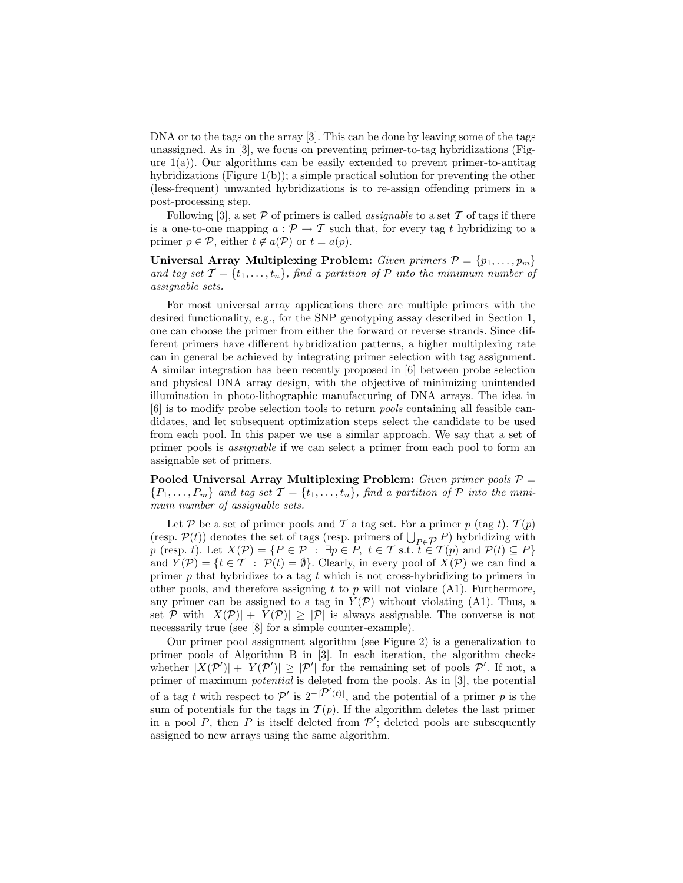DNA or to the tags on the array [3]. This can be done by leaving some of the tags unassigned. As in [3], we focus on preventing primer-to-tag hybridizations (Figure 1(a)). Our algorithms can be easily extended to prevent primer-to-antitag hybridizations (Figure 1(b)); a simple practical solution for preventing the other (less-frequent) unwanted hybridizations is to re-assign offending primers in a post-processing step.

Following [3], a set $\mathcal{P}$ of primers is called *assignable* to a set $\mathcal{T}$ of tags if there is a one-to-one mapping $a : \mathcal{P} \to \mathcal{T}$ such that, for every tag $t$ hybridizing to a primer $p \in \mathcal{P}$, either $t \notin a(\mathcal{P})$ or $t = a(p)$.

**Universal Array Multiplexing Problem:** *Given primers $\mathcal{P} = \{p_1, \ldots, p_m\}$ and tag set $\mathcal{T} = \{t_1, \ldots, t_n\}$, find a partition of $\mathcal{P}$ into the minimum number of assignable sets.*

For most universal array applications there are multiple primers with the desired functionality, e.g., for the SNP genotyping assay described in Section 1, one can choose the primer from either the forward or reverse strands. Since different primers have different hybridization patterns, a higher multiplexing rate can in general be achieved by integrating primer selection with tag assignment. A similar integration has been recently proposed in [6] between probe selection and physical DNA array design, with the objective of minimizing unintended illumination in photo-lithographic manufacturing of DNA arrays. The idea in [6] is to modify probe selection tools to return *pools* containing all feasible candidates, and let subsequent optimization steps select the candidate to be used from each pool. In this paper we use a similar approach. We say that a set of primer pools is *assignable* if we can select a primer from each pool to form an assignable set of primers.

**Pooled Universal Array Multiplexing Problem:** *Given primer pools $\mathcal{P} = \{P_1, \ldots, P_m\}$ and tag set $\mathcal{T} = \{t_1, \ldots, t_n\}$, find a partition of $\mathcal{P}$ into the minimum number of assignable sets.*

Let $\mathcal{P}$ be a set of primer pools and $\mathcal{T}$ a tag set. For a primer $p$ (tag $t$), $\mathcal{T}(p)$ (resp. $\mathcal{P}(t)$) denotes the set of tags (resp. primers of $\bigcup_{P \in \mathcal{P}} P$) hybridizing with $p$ (resp. $t$). Let $X(\mathcal{P}) = \{P \in \mathcal{P} \;:\; \exists p \in P,\; t \in \mathcal{T} \text{ s.t. } t \in \mathcal{T}(p) \text{ and } \mathcal{P}(t) \subseteq P\}$ and $Y(\mathcal{P}) = \{t \in \mathcal{T} \;:\; \mathcal{P}(t) = \emptyset\}$. Clearly, in every pool of $X(\mathcal{P})$ we can find a primer $p$ that hybridizes to a tag $t$ which is not cross-hybridizing to primers in other pools, and therefore assigning $t$ to $p$ will not violate (A1). Furthermore, any primer can be assigned to a tag in $Y(\mathcal{P})$ without violating (A1). Thus, a set $\mathcal{P}$ with $|X(\mathcal{P})| + |Y(\mathcal{P})| \geq |\mathcal{P}|$ is always assignable. The converse is not necessarily true (see [8] for a simple counter-example).

Our primer pool assignment algorithm (see Figure 2) is a generalization to primer pools of Algorithm B in [3]. In each iteration, the algorithm checks whether $|X(\mathcal{P}')| + |Y(\mathcal{P}')| \geq |\mathcal{P}'|$ for the remaining set of pools $\mathcal{P}'$. If not, a primer of maximum *potential* is deleted from the pools. As in [3], the potential of a tag $t$ with respect to $\mathcal{P}'$ is $2^{-|\mathcal{P}'(t)|}$, and the potential of a primer $p$ is the sum of potentials for the tags in $\mathcal{T}(p)$. If the algorithm deletes the last primer in a pool $P$, then $P$ is itself deleted from $\mathcal{P}'$; deleted pools are subsequently assigned to new arrays using the same algorithm.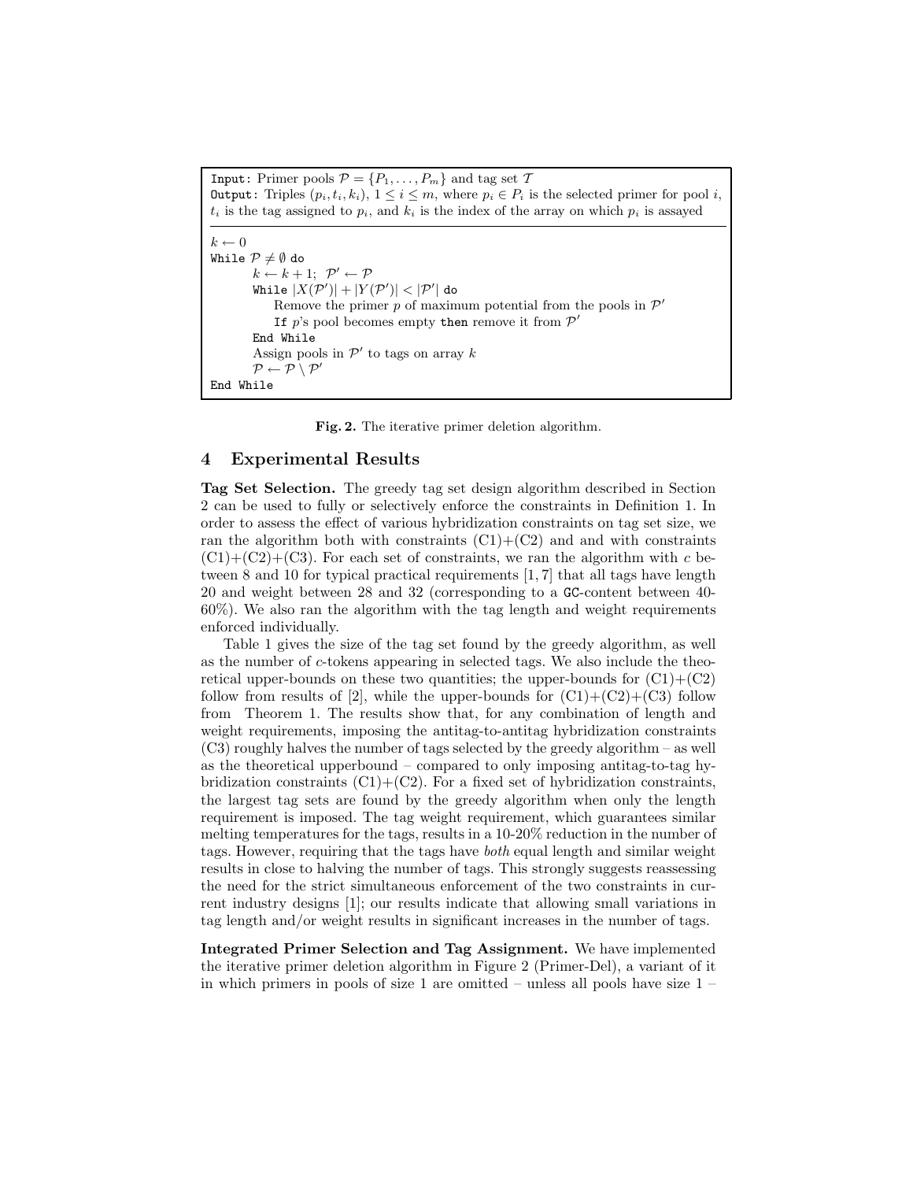```
Input: Primer pools P = {P_1, ..., P_m} and tag set T
Output: Triples (p_i, t_i, k_i), 1 ≤ i ≤ m, where p_i ∈ P_i is the selected primer for pool i,
        t_i is the tag assigned to p_i, and k_i is the index of the array on which p_i is assayed
--------------------------------------------------------------------------------
k ← 0
While P ≠ ∅ do
    k ← k + 1;  P' ← P
    While |X(P')| + |Y(P')| < |P'| do
        Remove the primer p of maximum potential from the pools in P'
        If p's pool becomes empty then remove it from P'
    End While
    Assign pools in P' to tags on array k
    P ← P \ P'
End While
```

**Fig. 2.** The iterative primer deletion algorithm.

## 4 Experimental Results

**Tag Set Selection.** The greedy tag set design algorithm described in Section 2 can be used to fully or selectively enforce the constraints in Definition 1. In order to assess the effect of various hybridization constraints on tag set size, we ran the algorithm both with constraints (C1)+(C2) and and with constraints (C1)+(C2)+(C3). For each set of constraints, we ran the algorithm with $c$ between 8 and 10 for typical practical requirements [1, 7] that all tags have length 20 and weight between 28 and 32 (corresponding to a GC-content between 40-60%). We also ran the algorithm with the tag length and weight requirements enforced individually.

Table 1 gives the size of the tag set found by the greedy algorithm, as well as the number of $c$-tokens appearing in selected tags. We also include the theoretical upper-bounds on these two quantities; the upper-bounds for (C1)+(C2) follow from results of [2], while the upper-bounds for (C1)+(C2)+(C3) follow from Theorem 1. The results show that, for any combination of length and weight requirements, imposing the antitag-to-antitag hybridization constraints (C3) roughly halves the number of tags selected by the greedy algorithm – as well as the theoretical upperbound – compared to only imposing antitag-to-tag hybridization constraints (C1)+(C2). For a fixed set of hybridization constraints, the largest tag sets are found by the greedy algorithm when only the length requirement is imposed. The tag weight requirement, which guarantees similar melting temperatures for the tags, results in a 10-20% reduction in the number of tags. However, requiring that the tags have *both* equal length and similar weight results in close to halving the number of tags. This strongly suggests reassessing the need for the strict simultaneous enforcement of the two constraints in current industry designs [1]; our results indicate that allowing small variations in tag length and/or weight results in significant increases in the number of tags.

**Integrated Primer Selection and Tag Assignment.** We have implemented the iterative primer deletion algorithm in Figure 2 (Primer-Del), a variant of it in which primers in pools of size 1 are omitted – unless all pools have size 1 –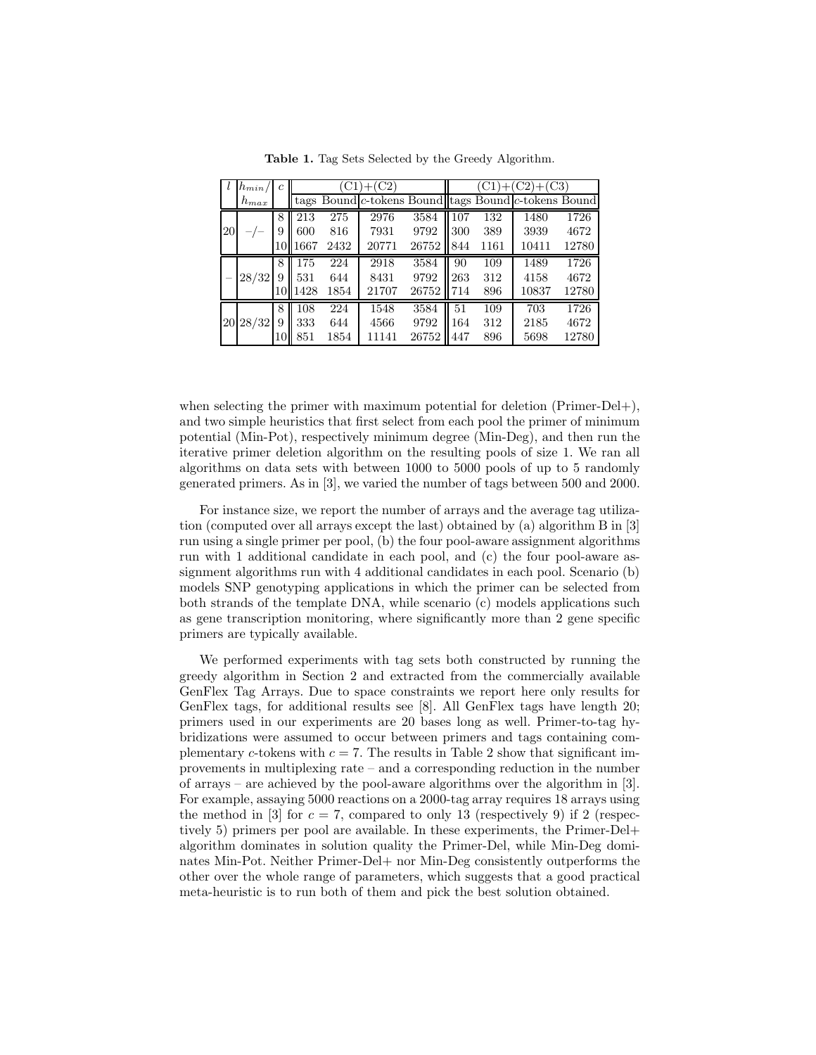**Table 1.** Tag Sets Selected by the Greedy Algorithm.

| $l$ | $h_{min}/h_{max}$ | $c$ | (C1)+(C2) | | | | (C1)+(C2)+(C3) | | | |
|---|---|---|---|---|---|---|---|---|---|---|
| | | | tags | Bound | $c$-tokens | Bound | tags | Bound | $c$-tokens | Bound |
| 20 | −/− | 8 | 213 | 275 | 2976 | 3584 | 107 | 132 | 1480 | 1726 |
| | | 9 | 600 | 816 | 7931 | 9792 | 300 | 389 | 3939 | 4672 |
| | | 10 | 1667 | 2432 | 20771 | 26752 | 844 | 1161 | 10411 | 12780 |
| − | 28/32 | 8 | 175 | 224 | 2918 | 3584 | 90 | 109 | 1489 | 1726 |
| | | 9 | 531 | 644 | 8431 | 9792 | 263 | 312 | 4158 | 4672 |
| | | 10 | 1428 | 1854 | 21707 | 26752 | 714 | 896 | 10837 | 12780 |
| 20 | 28/32 | 8 | 108 | 224 | 1548 | 3584 | 51 | 109 | 703 | 1726 |
| | | 9 | 333 | 644 | 4566 | 9792 | 164 | 312 | 2185 | 4672 |
| | | 10 | 851 | 1854 | 11141 | 26752 | 447 | 896 | 5698 | 12780 |

when selecting the primer with maximum potential for deletion (Primer-Del+), and two simple heuristics that first select from each pool the primer of minimum potential (Min-Pot), respectively minimum degree (Min-Deg), and then run the iterative primer deletion algorithm on the resulting pools of size 1. We ran all algorithms on data sets with between 1000 to 5000 pools of up to 5 randomly generated primers. As in [3], we varied the number of tags between 500 and 2000.

For instance size, we report the number of arrays and the average tag utilization (computed over all arrays except the last) obtained by (a) algorithm B in [3] run using a single primer per pool, (b) the four pool-aware assignment algorithms run with 1 additional candidate in each pool, and (c) the four pool-aware assignment algorithms run with 4 additional candidates in each pool. Scenario (b) models SNP genotyping applications in which the primer can be selected from both strands of the template DNA, while scenario (c) models applications such as gene transcription monitoring, where significantly more than 2 gene specific primers are typically available.

We performed experiments with tag sets both constructed by running the greedy algorithm in Section 2 and extracted from the commercially available GenFlex Tag Arrays. Due to space constraints we report here only results for GenFlex tags, for additional results see [8]. All GenFlex tags have length 20; primers used in our experiments are 20 bases long as well. Primer-to-tag hybridizations were assumed to occur between primers and tags containing complementary $c$-tokens with $c = 7$. The results in Table 2 show that significant improvements in multiplexing rate – and a corresponding reduction in the number of arrays – are achieved by the pool-aware algorithms over the algorithm in [3]. For example, assaying 5000 reactions on a 2000-tag array requires 18 arrays using the method in [3] for $c = 7$, compared to only 13 (respectively 9) if 2 (respectively 5) primers per pool are available. In these experiments, the Primer-Del+ algorithm dominates in solution quality the Primer-Del, while Min-Deg dominates Min-Pot. Neither Primer-Del+ nor Min-Deg consistently outperforms the other over the whole range of parameters, which suggests that a good practical meta-heuristic is to run both of them and pick the best solution obtained.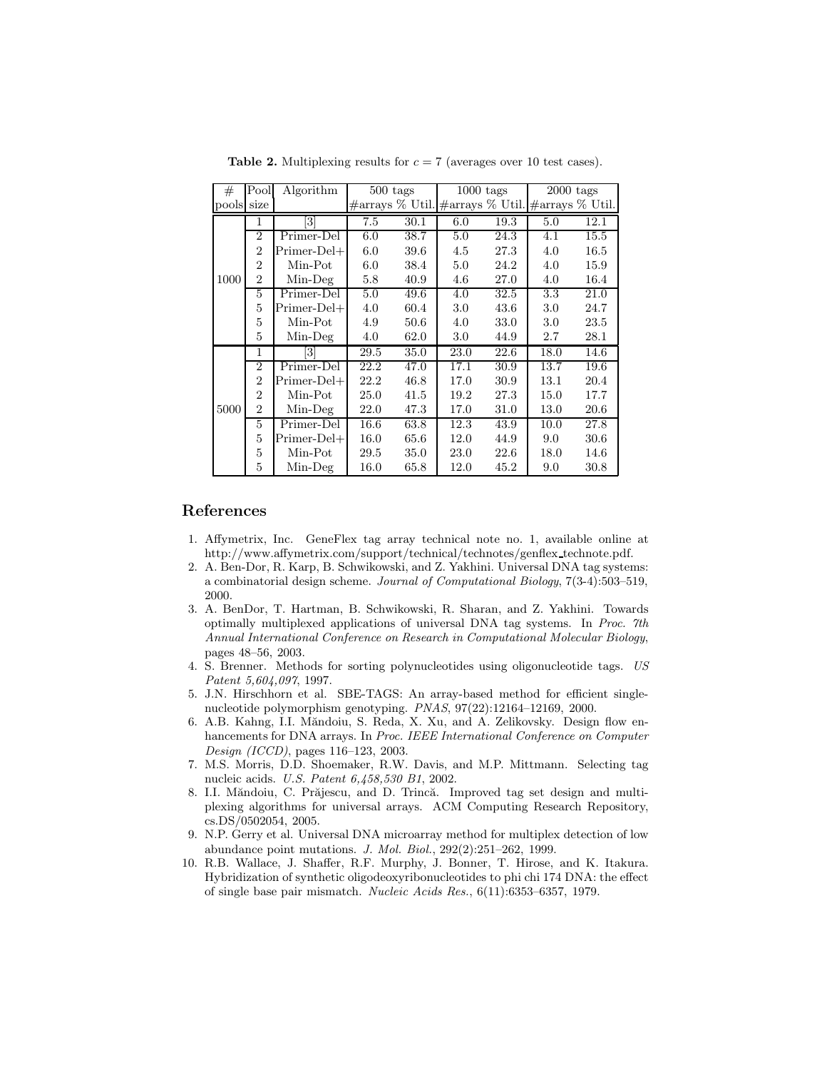**Table 2.** Multiplexing results for $c = 7$ (averages over 10 test cases).

| # pools | Pool size | Algorithm | 500 tags | | 1000 tags | | 2000 tags | |
|---|---|---|---|---|---|---|---|---|
| | | | #arrays | % Util. | #arrays | % Util. | #arrays | % Util. |
| 1000 | 1 | [3] | 7.5 | 30.1 | 6.0 | 19.3 | 5.0 | 12.1 |
| | 2 | Primer-Del | 6.0 | 38.7 | 5.0 | 24.3 | 4.1 | 15.5 |
| | 2 | Primer-Del+ | 6.0 | 39.6 | 4.5 | 27.3 | 4.0 | 16.5 |
| | 2 | Min-Pot | 6.0 | 38.4 | 5.0 | 24.2 | 4.0 | 15.9 |
| | 2 | Min-Deg | 5.8 | 40.9 | 4.6 | 27.0 | 4.0 | 16.4 |
| | 5 | Primer-Del | 5.0 | 49.6 | 4.0 | 32.5 | 3.3 | 21.0 |
| | 5 | Primer-Del+ | 4.0 | 60.4 | 3.0 | 43.6 | 3.0 | 24.7 |
| | 5 | Min-Pot | 4.9 | 50.6 | 4.0 | 33.0 | 3.0 | 23.5 |
| | 5 | Min-Deg | 4.0 | 62.0 | 3.0 | 44.9 | 2.7 | 28.1 |
| 5000 | 1 | [3] | 29.5 | 35.0 | 23.0 | 22.6 | 18.0 | 14.6 |
| | 2 | Primer-Del | 22.2 | 47.0 | 17.1 | 30.9 | 13.7 | 19.6 |
| | 2 | Primer-Del+ | 22.2 | 46.8 | 17.0 | 30.9 | 13.1 | 20.4 |
| | 2 | Min-Pot | 25.0 | 41.5 | 19.2 | 27.3 | 15.0 | 17.7 |
| | 2 | Min-Deg | 22.0 | 47.3 | 17.0 | 31.0 | 13.0 | 20.6 |
| | 5 | Primer-Del | 16.6 | 63.8 | 12.3 | 43.9 | 10.0 | 27.8 |
| | 5 | Primer-Del+ | 16.0 | 65.6 | 12.0 | 44.9 | 9.0 | 30.6 |
| | 5 | Min-Pot | 29.5 | 35.0 | 23.0 | 22.6 | 18.0 | 14.6 |
| | 5 | Min-Deg | 16.0 | 65.8 | 12.0 | 45.2 | 9.0 | 30.8 |

## References

1. Affymetrix, Inc. GeneFlex tag array technical note no. 1, available online at http://www.affymetrix.com/support/technical/technotes/genflex_technote.pdf.
2. A. Ben-Dor, R. Karp, B. Schwikowski, and Z. Yakhini. Universal DNA tag systems: a combinatorial design scheme. *Journal of Computational Biology*, 7(3-4):503–519, 2000.
3. A. BenDor, T. Hartman, B. Schwikowski, R. Sharan, and Z. Yakhini. Towards optimally multiplexed applications of universal DNA tag systems. In *Proc. 7th Annual International Conference on Research in Computational Molecular Biology*, pages 48–56, 2003.
4. S. Brenner. Methods for sorting polynucleotides using oligonucleotide tags. *US Patent 5,604,097*, 1997.
5. J.N. Hirschhorn et al. SBE-TAGS: An array-based method for efficient single-nucleotide polymorphism genotyping. *PNAS*, 97(22):12164–12169, 2000.
6. A.B. Kahng, I.I. Măndoiu, S. Reda, X. Xu, and A. Zelikovsky. Design flow enhancements for DNA arrays. In *Proc. IEEE International Conference on Computer Design (ICCD)*, pages 116–123, 2003.
7. M.S. Morris, D.D. Shoemaker, R.W. Davis, and M.P. Mittmann. Selecting tag nucleic acids. *U.S. Patent 6,458,530 B1*, 2002.
8. I.I. Măndoiu, C. Prăjescu, and D. Trincă. Improved tag set design and multiplexing algorithms for universal arrays. ACM Computing Research Repository, cs.DS/0502054, 2005.
9. N.P. Gerry et al. Universal DNA microarray method for multiplex detection of low abundance point mutations. *J. Mol. Biol.*, 292(2):251–262, 1999.
10. R.B. Wallace, J. Shaffer, R.F. Murphy, J. Bonner, T. Hirose, and K. Itakura. Hybridization of synthetic oligodeoxyribonucleotides to phi chi 174 DNA: the effect of single base pair mismatch. *Nucleic Acids Res.*, 6(11):6353–6357, 1979.